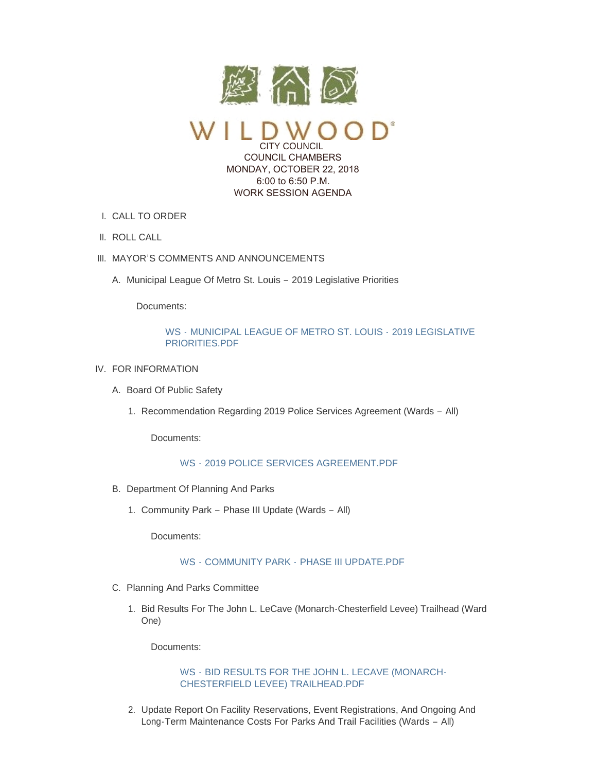# WILDWOOD

CITY COUNCIL
COUNCIL CHAMBERS
MONDAY, OCTOBER 22, 2018
6:00 to 6:50 P.M.
WORK SESSION AGENDA

I. CALL TO ORDER

II. ROLL CALL

III. MAYOR'S COMMENTS AND ANNOUNCEMENTS

   A. Municipal League Of Metro St. Louis – 2019 Legislative Priorities

      Documents:

      WS - MUNICIPAL LEAGUE OF METRO ST. LOUIS - 2019 LEGISLATIVE PRIORITIES.PDF

IV. FOR INFORMATION

   A. Board Of Public Safety

      1. Recommendation Regarding 2019 Police Services Agreement (Wards – All)

         Documents:

         WS - 2019 POLICE SERVICES AGREEMENT.PDF

   B. Department Of Planning And Parks

      1. Community Park – Phase III Update (Wards – All)

         Documents:

         WS - COMMUNITY PARK - PHASE III UPDATE.PDF

   C. Planning And Parks Committee

      1. Bid Results For The John L. LeCave (Monarch-Chesterfield Levee) Trailhead (Ward One)

         Documents:

         WS - BID RESULTS FOR THE JOHN L. LECAVE (MONARCH-CHESTERFIELD LEVEE) TRAILHEAD.PDF

      2. Update Report On Facility Reservations, Event Registrations, And Ongoing And Long-Term Maintenance Costs For Parks And Trail Facilities (Wards – All)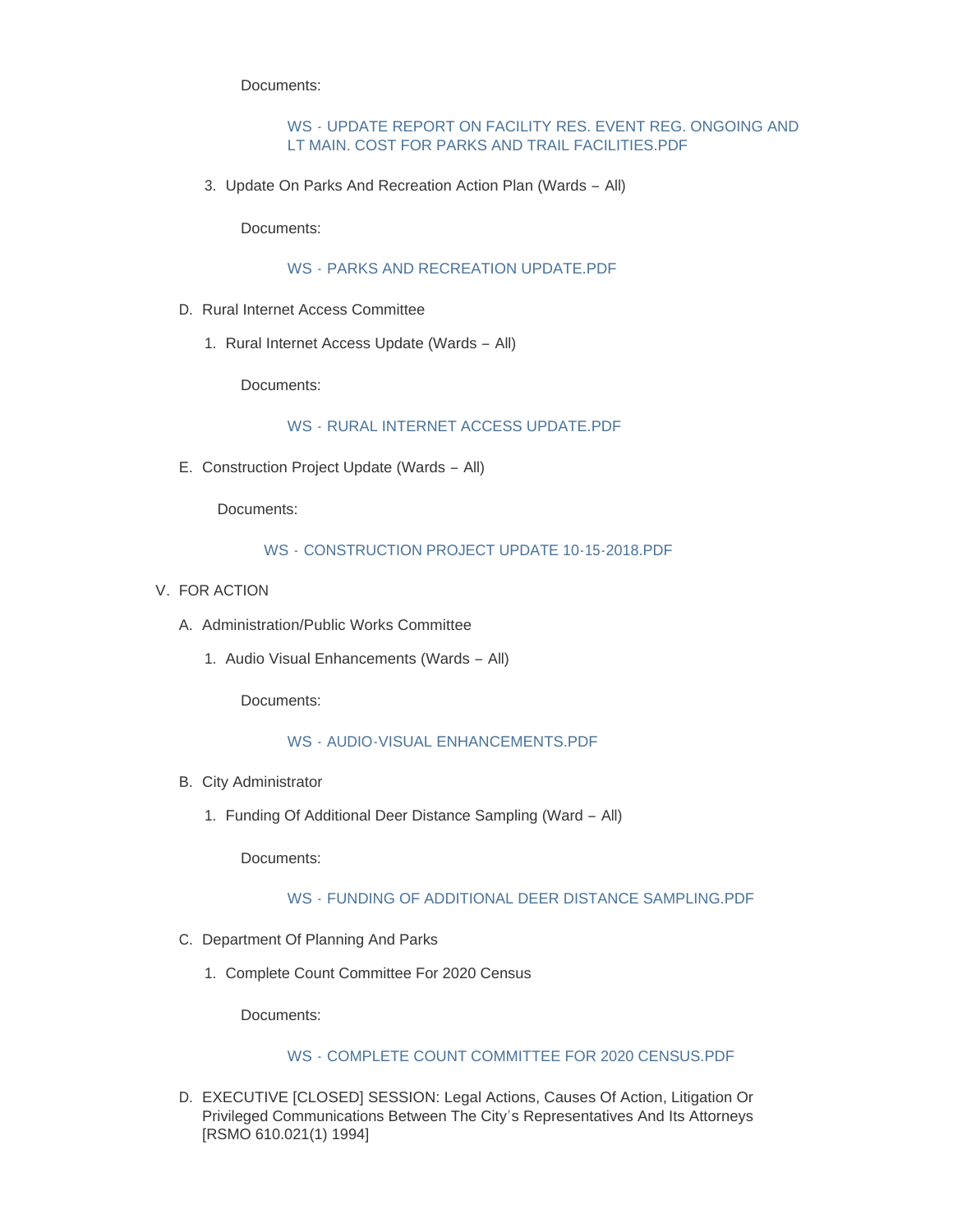Documents:

WS - UPDATE REPORT ON FACILITY RES. EVENT REG. ONGOING AND LT MAIN. COST FOR PARKS AND TRAIL FACILITIES.PDF

3. Update On Parks And Recreation Action Plan (Wards – All)

   Documents:

   WS - PARKS AND RECREATION UPDATE.PDF

D. Rural Internet Access Committee

   1. Rural Internet Access Update (Wards – All)

      Documents:

      WS - RURAL INTERNET ACCESS UPDATE.PDF

E. Construction Project Update (Wards – All)

   Documents:

   WS - CONSTRUCTION PROJECT UPDATE 10-15-2018.PDF

V. FOR ACTION

   A. Administration/Public Works Committee

      1. Audio Visual Enhancements (Wards – All)

         Documents:

         WS - AUDIO-VISUAL ENHANCEMENTS.PDF

   B. City Administrator

      1. Funding Of Additional Deer Distance Sampling (Ward – All)

         Documents:

         WS - FUNDING OF ADDITIONAL DEER DISTANCE SAMPLING.PDF

   C. Department Of Planning And Parks

      1. Complete Count Committee For 2020 Census

         Documents:

         WS - COMPLETE COUNT COMMITTEE FOR 2020 CENSUS.PDF

   D. EXECUTIVE [CLOSED] SESSION: Legal Actions, Causes Of Action, Litigation Or Privileged Communications Between The City's Representatives And Its Attorneys [RSMO 610.021(1) 1994]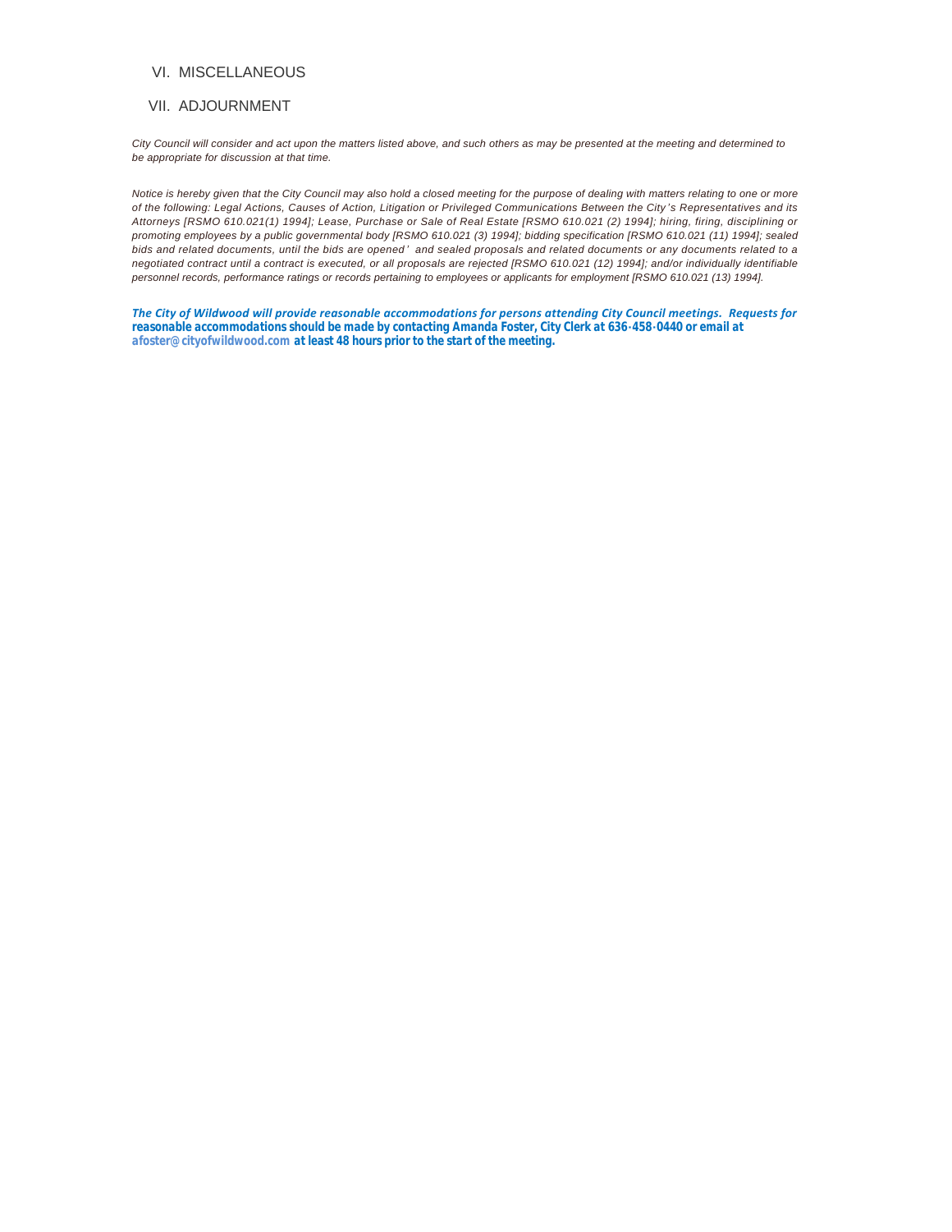VI. MISCELLANEOUS

VII. ADJOURNMENT

*City Council will consider and act upon the matters listed above, and such others as may be presented at the meeting and determined to be appropriate for discussion at that time.*

*Notice is hereby given that the City Council may also hold a closed meeting for the purpose of dealing with matters relating to one or more of the following: Legal Actions, Causes of Action, Litigation or Privileged Communications Between the City's Representatives and its Attorneys [RSMO 610.021(1) 1994]; Lease, Purchase or Sale of Real Estate [RSMO 610.021 (2) 1994]; hiring, firing, disciplining or promoting employees by a public governmental body [RSMO 610.021 (3) 1994]; bidding specification [RSMO 610.021 (11) 1994]; sealed bids and related documents, until the bids are opened' and sealed proposals and related documents or any documents related to a negotiated contract until a contract is executed, or all proposals are rejected [RSMO 610.021 (12) 1994]; and/or individually identifiable personnel records, performance ratings or records pertaining to employees or applicants for employment [RSMO 610.021 (13) 1994].*

***The City of Wildwood will provide reasonable accommodations for persons attending City Council meetings. Requests for*** **reasonable accommodations should be made by contacting Amanda Foster, City Clerk at 636-458-0440 or email at afoster@cityofwildwood.com at least 48 hours prior to the start of the meeting.**